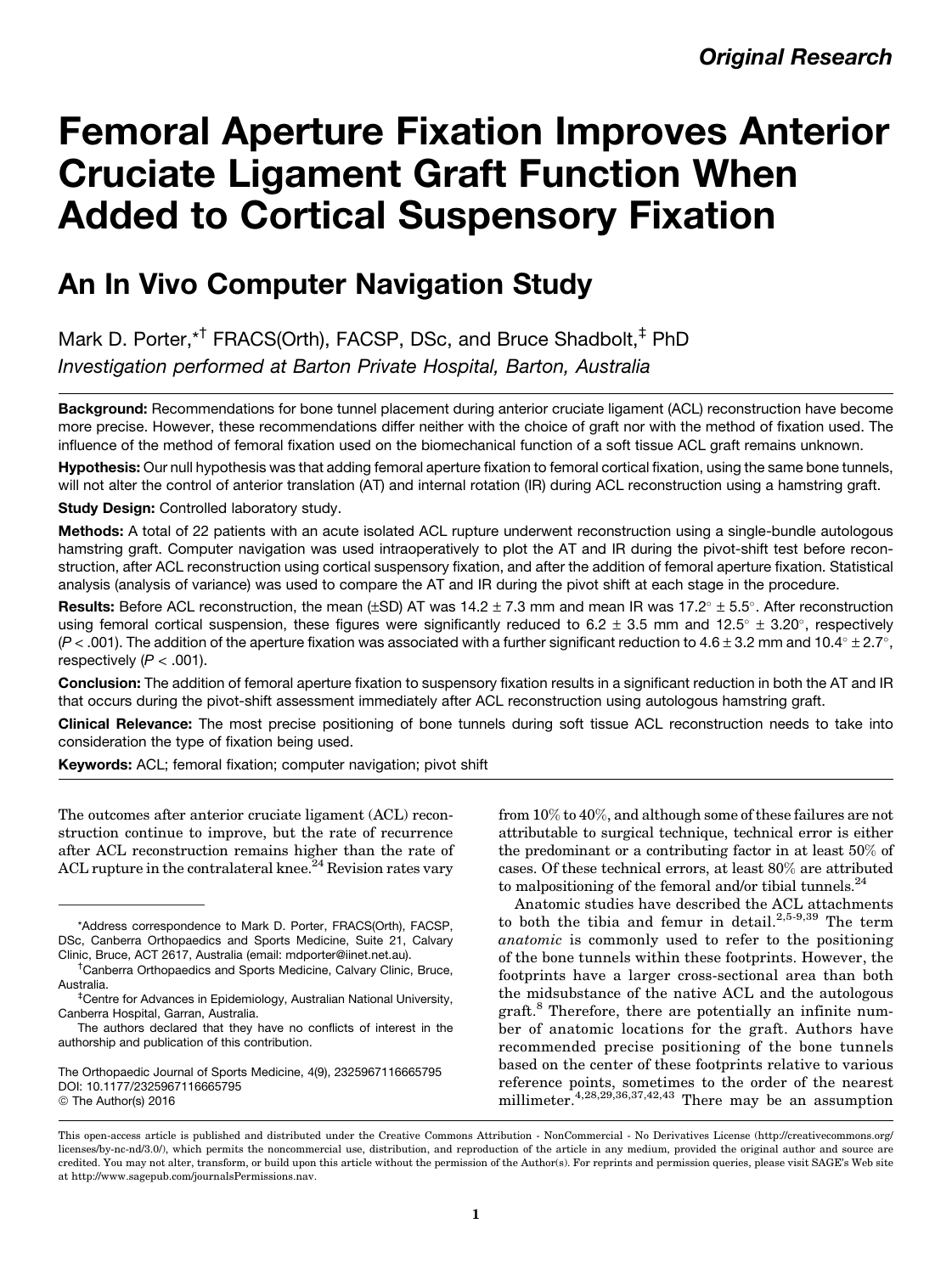Original Research

# Femoral Aperture Fixation Improves Anterior Cruciate Ligament Graft Function When Added to Cortical Suspensory Fixation

## An In Vivo Computer Navigation Study

Mark D. Porter,*[†] FRACS(Orth), FACSP, DSc, and Bruce Shadbolt,[‡] PhD

*Investigation performed at Barton Private Hospital, Barton, Australia*

**Background:** Recommendations for bone tunnel placement during anterior cruciate ligament (ACL) reconstruction have become more precise. However, these recommendations differ neither with the choice of graft nor with the method of fixation used. The influence of the method of femoral fixation used on the biomechanical function of a soft tissue ACL graft remains unknown.

**Hypothesis:** Our null hypothesis was that adding femoral aperture fixation to femoral cortical fixation, using the same bone tunnels, will not alter the control of anterior translation (AT) and internal rotation (IR) during ACL reconstruction using a hamstring graft.

**Study Design:** Controlled laboratory study.

**Methods:** A total of 22 patients with an acute isolated ACL rupture underwent reconstruction using a single-bundle autologous hamstring graft. Computer navigation was used intraoperatively to plot the AT and IR during the pivot-shift test before reconstruction, after ACL reconstruction using cortical suspensory fixation, and after the addition of femoral aperture fixation. Statistical analysis (analysis of variance) was used to compare the AT and IR during the pivot shift at each stage in the procedure.

**Results:** Before ACL reconstruction, the mean (±SD) AT was 14.2 ± 7.3 mm and mean IR was 17.2° ± 5.5°. After reconstruction using femoral cortical suspension, these figures were significantly reduced to 6.2 ± 3.5 mm and 12.5° ± 3.20°, respectively ($P < .001$). The addition of the aperture fixation was associated with a further significant reduction to 4.6 ± 3.2 mm and 10.4° ± 2.7°, respectively ($P < .001$).

**Conclusion:** The addition of femoral aperture fixation to suspensory fixation results in a significant reduction in both the AT and IR that occurs during the pivot-shift assessment immediately after ACL reconstruction using autologous hamstring graft.

**Clinical Relevance:** The most precise positioning of bone tunnels during soft tissue ACL reconstruction needs to take into consideration the type of fixation being used.

**Keywords:** ACL; femoral fixation; computer navigation; pivot shift

The outcomes after anterior cruciate ligament (ACL) reconstruction continue to improve, but the rate of recurrence after ACL reconstruction remains higher than the rate of ACL rupture in the contralateral knee.[24] Revision rates vary from 10% to 40%, and although some of these failures are not attributable to surgical technique, technical error is either the predominant or a contributing factor in at least 50% of cases. Of these technical errors, at least 80% are attributed to malpositioning of the femoral and/or tibial tunnels.[24]

Anatomic studies have described the ACL attachments to both the tibia and femur in detail.[2,5-9,39] The term *anatomic* is commonly used to refer to the positioning of the bone tunnels within these footprints. However, the footprints have a larger cross-sectional area than both the midsubstance of the native ACL and the autologous graft.[8] Therefore, there are potentially an infinite number of anatomic locations for the graft. Authors have recommended precise positioning of the bone tunnels based on the center of these footprints relative to various reference points, sometimes to the order of the nearest millimeter.[4,28,29,36,37,42,43] There may be an assumption

*Address correspondence to Mark D. Porter, FRACS(Orth), FACSP, DSc, Canberra Orthopaedics and Sports Medicine, Suite 21, Calvary Clinic, Bruce, ACT 2617, Australia (email: mdporter@iinet.net.au).

[†]Canberra Orthopaedics and Sports Medicine, Calvary Clinic, Bruce, Australia.

[‡]Centre for Advances in Epidemiology, Australian National University, Canberra Hospital, Garran, Australia.

The authors declared that they have no conflicts of interest in the authorship and publication of this contribution.

The Orthopaedic Journal of Sports Medicine, 4(9), 2325967116665795
DOI: 10.1177/2325967116665795
© The Author(s) 2016

This open-access article is published and distributed under the Creative Commons Attribution - NonCommercial - No Derivatives License (http://creativecommons.org/licenses/by-nc-nd/3.0/), which permits the noncommercial use, distribution, and reproduction of the article in any medium, provided the original author and source are credited. You may not alter, transform, or build upon this article without the permission of the Author(s). For reprints and permission queries, please visit SAGE's Web site at http://www.sagepub.com/journalsPermissions.nav.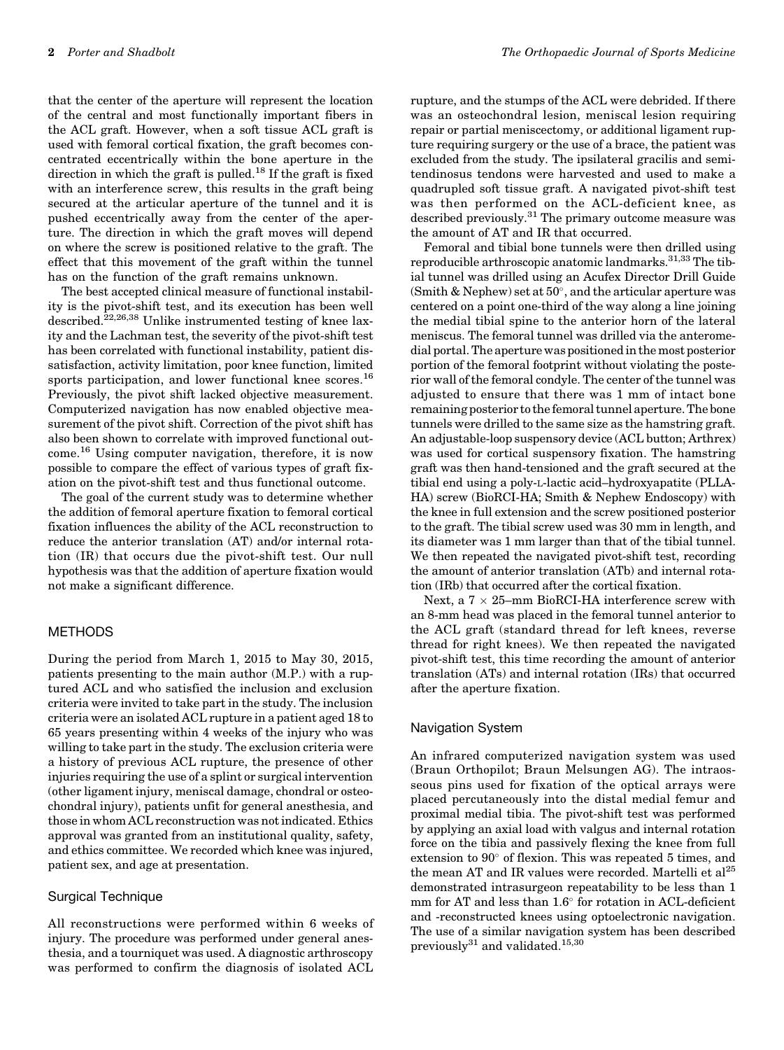that the center of the aperture will represent the location of the central and most functionally important fibers in the ACL graft. However, when a soft tissue ACL graft is used with femoral cortical fixation, the graft becomes concentrated eccentrically within the bone aperture in the direction in which the graft is pulled.[18] If the graft is fixed with an interference screw, this results in the graft being secured at the articular aperture of the tunnel and it is pushed eccentrically away from the center of the aperture. The direction in which the graft moves will depend on where the screw is positioned relative to the graft. The effect that this movement of the graft within the tunnel has on the function of the graft remains unknown.

The best accepted clinical measure of functional instability is the pivot-shift test, and its execution has been well described.[22,26,38] Unlike instrumented testing of knee laxity and the Lachman test, the severity of the pivot-shift test has been correlated with functional instability, patient dissatisfaction, activity limitation, poor knee function, limited sports participation, and lower functional knee scores.[16] Previously, the pivot shift lacked objective measurement. Computerized navigation has now enabled objective measurement of the pivot shift. Correction of the pivot shift has also been shown to correlate with improved functional outcome.[16] Using computer navigation, therefore, it is now possible to compare the effect of various types of graft fixation on the pivot-shift test and thus functional outcome.

The goal of the current study was to determine whether the addition of femoral aperture fixation to femoral cortical fixation influences the ability of the ACL reconstruction to reduce the anterior translation (AT) and/or internal rotation (IR) that occurs due the pivot-shift test. Our null hypothesis was that the addition of aperture fixation would not make a significant difference.

## METHODS

During the period from March 1, 2015 to May 30, 2015, patients presenting to the main author (M.P.) with a ruptured ACL and who satisfied the inclusion and exclusion criteria were invited to take part in the study. The inclusion criteria were an isolated ACL rupture in a patient aged 18 to 65 years presenting within 4 weeks of the injury who was willing to take part in the study. The exclusion criteria were a history of previous ACL rupture, the presence of other injuries requiring the use of a splint or surgical intervention (other ligament injury, meniscal damage, chondral or osteochondral injury), patients unfit for general anesthesia, and those in whom ACL reconstruction was not indicated. Ethics approval was granted from an institutional quality, safety, and ethics committee. We recorded which knee was injured, patient sex, and age at presentation.

### Surgical Technique

All reconstructions were performed within 6 weeks of injury. The procedure was performed under general anesthesia, and a tourniquet was used. A diagnostic arthroscopy was performed to confirm the diagnosis of isolated ACL rupture, and the stumps of the ACL were debrided. If there was an osteochondral lesion, meniscal lesion requiring repair or partial meniscectomy, or additional ligament rupture requiring surgery or the use of a brace, the patient was excluded from the study. The ipsilateral gracilis and semitendinosus tendons were harvested and used to make a quadrupled soft tissue graft. A navigated pivot-shift test was then performed on the ACL-deficient knee, as described previously.[31] The primary outcome measure was the amount of AT and IR that occurred.

Femoral and tibial bone tunnels were then drilled using reproducible arthroscopic anatomic landmarks.[31,33] The tibial tunnel was drilled using an Acufex Director Drill Guide (Smith & Nephew) set at 50°, and the articular aperture was centered on a point one-third of the way along a line joining the medial tibial spine to the anterior horn of the lateral meniscus. The femoral tunnel was drilled via the anteromedial portal. The aperture was positioned in the most posterior portion of the femoral footprint without violating the posterior wall of the femoral condyle. The center of the tunnel was adjusted to ensure that there was 1 mm of intact bone remaining posterior to the femoral tunnel aperture. The bone tunnels were drilled to the same size as the hamstring graft. An adjustable-loop suspensory device (ACL button; Arthrex) was used for cortical suspensory fixation. The hamstring graft was then hand-tensioned and the graft secured at the tibial end using a poly-L-lactic acid–hydroxyapatite (PLLA-HA) screw (BioRCI-HA; Smith & Nephew Endoscopy) with the knee in full extension and the screw positioned posterior to the graft. The tibial screw used was 30 mm in length, and its diameter was 1 mm larger than that of the tibial tunnel. We then repeated the navigated pivot-shift test, recording the amount of anterior translation (ATb) and internal rotation (IRb) that occurred after the cortical fixation.

Next, a 7 × 25–mm BioRCI-HA interference screw with an 8-mm head was placed in the femoral tunnel anterior to the ACL graft (standard thread for left knees, reverse thread for right knees). We then repeated the navigated pivot-shift test, this time recording the amount of anterior translation (ATs) and internal rotation (IRs) that occurred after the aperture fixation.

### Navigation System

An infrared computerized navigation system was used (Braun Orthopilot; Braun Melsungen AG). The intraosseous pins used for fixation of the optical arrays were placed percutaneously into the distal medial femur and proximal medial tibia. The pivot-shift test was performed by applying an axial load with valgus and internal rotation force on the tibia and passively flexing the knee from full extension to 90° of flexion. This was repeated 5 times, and the mean AT and IR values were recorded. Martelli et al[25] demonstrated intrasurgeon repeatability to be less than 1 mm for AT and less than 1.6° for rotation in ACL-deficient and -reconstructed knees using optoelectronic navigation. The use of a similar navigation system has been described previously[31] and validated.[15,30]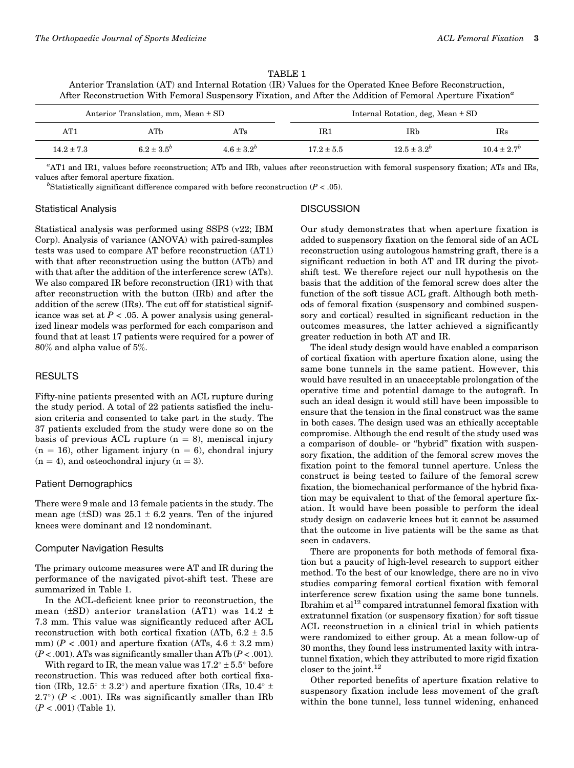TABLE 1

Anterior Translation (AT) and Internal Rotation (IR) Values for the Operated Knee Before Reconstruction, After Reconstruction With Femoral Suspensory Fixation, and After the Addition of Femoral Aperture Fixation[a]

| Anterior Translation, mm, Mean ± SD | | | Internal Rotation, deg, Mean ± SD | | |
|---|---|---|---|---|---|
| AT1 | ATb | ATs | IR1 | IRb | IRs |
| 14.2 ± 7.3 | 6.2 ± 3.5[b] | 4.6 ± 3.2[b] | 17.2 ± 5.5 | 12.5 ± 3.2[b] | 10.4 ± 2.7[b] |

[a]AT1 and IR1, values before reconstruction; ATb and IRb, values after reconstruction with femoral suspensory fixation; ATs and IRs, values after femoral aperture fixation.

[b]Statistically significant difference compared with before reconstruction ($P < .05$).

### Statistical Analysis

Statistical analysis was performed using SSPS (v22; IBM Corp). Analysis of variance (ANOVA) with paired-samples tests was used to compare AT before reconstruction (AT1) with that after reconstruction using the button (ATb) and with that after the addition of the interference screw (ATs). We also compared IR before reconstruction (IR1) with that after reconstruction with the button (IRb) and after the addition of the screw (IRs). The cut off for statistical significance was set at $P < .05$. A power analysis using generalized linear models was performed for each comparison and found that at least 17 patients were required for a power of 80% and alpha value of 5%.

## RESULTS

Fifty-nine patients presented with an ACL rupture during the study period. A total of 22 patients satisfied the inclusion criteria and consented to take part in the study. The 37 patients excluded from the study were done so on the basis of previous ACL rupture (n = 8), meniscal injury (n = 16), other ligament injury (n = 6), chondral injury (n = 4), and osteochondral injury (n = 3).

### Patient Demographics

There were 9 male and 13 female patients in the study. The mean age (±SD) was 25.1 ± 6.2 years. Ten of the injured knees were dominant and 12 nondominant.

### Computer Navigation Results

The primary outcome measures were AT and IR during the performance of the navigated pivot-shift test. These are summarized in Table 1.

In the ACL-deficient knee prior to reconstruction, the mean (±SD) anterior translation (AT1) was 14.2 ± 7.3 mm. This value was significantly reduced after ACL reconstruction with both cortical fixation (ATb, 6.2 ± 3.5 mm) ($P < .001$) and aperture fixation (ATs, 4.6 ± 3.2 mm) ($P < .001$). ATs was significantly smaller than ATb ($P < .001$).

With regard to IR, the mean value was 17.2° ± 5.5° before reconstruction. This was reduced after both cortical fixation (IRb, 12.5° ± 3.2°) and aperture fixation (IRs, 10.4° ± 2.7°) ($P < .001$). IRs was significantly smaller than IRb ($P < .001$) (Table 1).

## DISCUSSION

Our study demonstrates that when aperture fixation is added to suspensory fixation on the femoral side of an ACL reconstruction using autologous hamstring graft, there is a significant reduction in both AT and IR during the pivot-shift test. We therefore reject our null hypothesis on the basis that the addition of the femoral screw does alter the function of the soft tissue ACL graft. Although both methods of femoral fixation (suspensory and combined suspensory and cortical) resulted in significant reduction in the outcomes measures, the latter achieved a significantly greater reduction in both AT and IR.

The ideal study design would have enabled a comparison of cortical fixation with aperture fixation alone, using the same bone tunnels in the same patient. However, this would have resulted in an unacceptable prolongation of the operative time and potential damage to the autograft. In such an ideal design it would still have been impossible to ensure that the tension in the final construct was the same in both cases. The design used was an ethically acceptable compromise. Although the end result of the study used was a comparison of double- or "hybrid" fixation with suspensory fixation, the addition of the femoral screw moves the fixation point to the femoral tunnel aperture. Unless the construct is being tested to failure of the femoral screw fixation, the biomechanical performance of the hybrid fixation may be equivalent to that of the femoral aperture fixation. It would have been possible to perform the ideal study design on cadaveric knees but it cannot be assumed that the outcome in live patients will be the same as that seen in cadavers.

There are proponents for both methods of femoral fixation but a paucity of high-level research to support either method. To the best of our knowledge, there are no in vivo studies comparing femoral cortical fixation with femoral interference screw fixation using the same bone tunnels. Ibrahim et al[12] compared intratunnel femoral fixation with extratunnel fixation (or suspensory fixation) for soft tissue ACL reconstruction in a clinical trial in which patients were randomized to either group. At a mean follow-up of 30 months, they found less instrumented laxity with intratunnel fixation, which they attributed to more rigid fixation closer to the joint.[12]

Other reported benefits of aperture fixation relative to suspensory fixation include less movement of the graft within the bone tunnel, less tunnel widening, enhanced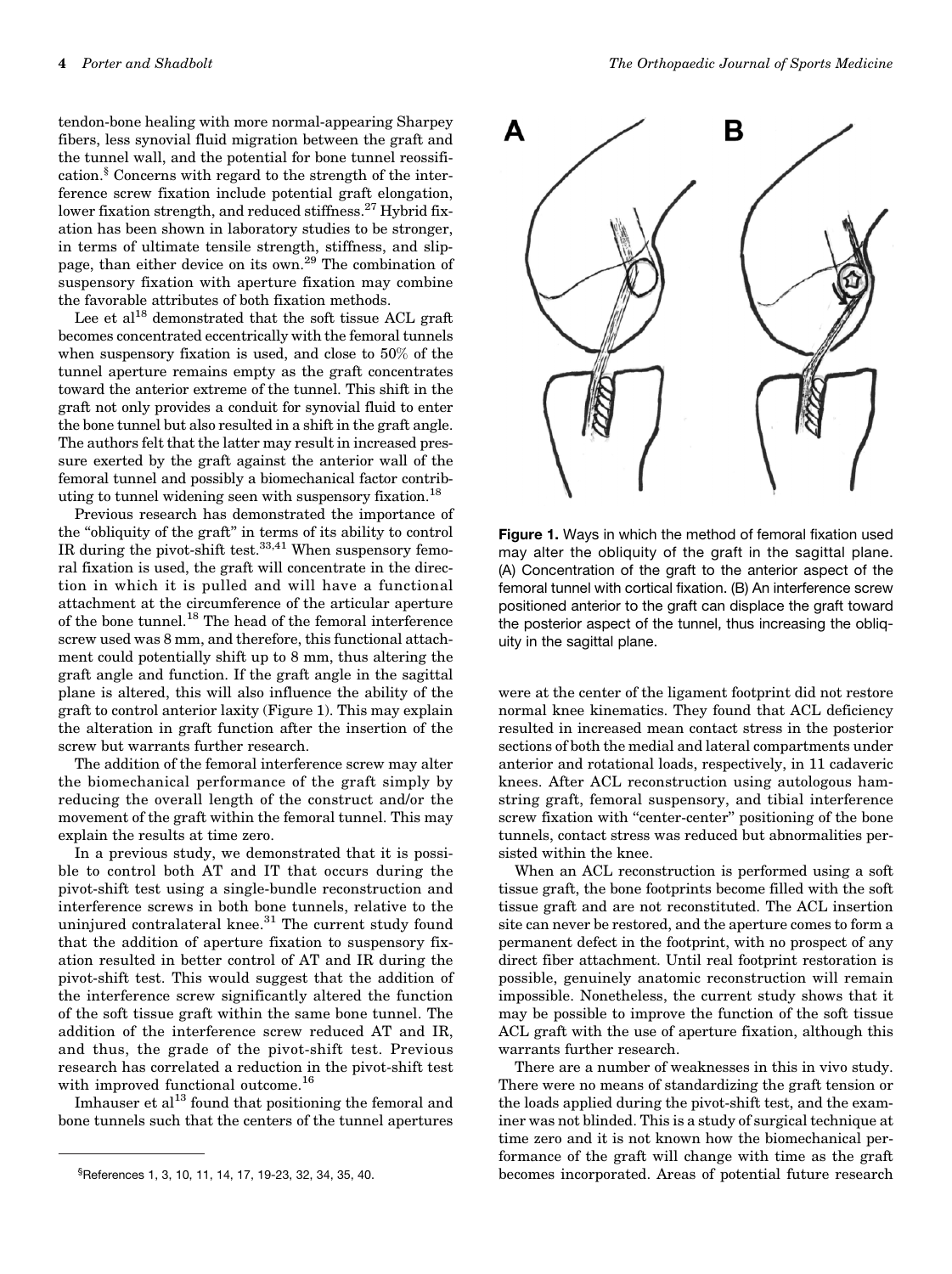tendon-bone healing with more normal-appearing Sharpey fibers, less synovial fluid migration between the graft and the tunnel wall, and the potential for bone tunnel reossification.[§] Concerns with regard to the strength of the interference screw fixation include potential graft elongation, lower fixation strength, and reduced stiffness.[27] Hybrid fixation has been shown in laboratory studies to be stronger, in terms of ultimate tensile strength, stiffness, and slippage, than either device on its own.[29] The combination of suspensory fixation with aperture fixation may combine the favorable attributes of both fixation methods.

Lee et al[18] demonstrated that the soft tissue ACL graft becomes concentrated eccentrically with the femoral tunnels when suspensory fixation is used, and close to 50% of the tunnel aperture remains empty as the graft concentrates toward the anterior extreme of the tunnel. This shift in the graft not only provides a conduit for synovial fluid to enter the bone tunnel but also resulted in a shift in the graft angle. The authors felt that the latter may result in increased pressure exerted by the graft against the anterior wall of the femoral tunnel and possibly a biomechanical factor contributing to tunnel widening seen with suspensory fixation.[18]

Previous research has demonstrated the importance of the "obliquity of the graft" in terms of its ability to control IR during the pivot-shift test.[33,41] When suspensory femoral fixation is used, the graft will concentrate in the direction in which it is pulled and will have a functional attachment at the circumference of the articular aperture of the bone tunnel.[18] The head of the femoral interference screw used was 8 mm, and therefore, this functional attachment could potentially shift up to 8 mm, thus altering the graft angle and function. If the graft angle in the sagittal plane is altered, this will also influence the ability of the graft to control anterior laxity (Figure 1). This may explain the alteration in graft function after the insertion of the screw but warrants further research.

The addition of the femoral interference screw may alter the biomechanical performance of the graft simply by reducing the overall length of the construct and/or the movement of the graft within the femoral tunnel. This may explain the results at time zero.

In a previous study, we demonstrated that it is possible to control both AT and IT that occurs during the pivot-shift test using a single-bundle reconstruction and interference screws in both bone tunnels, relative to the uninjured contralateral knee.[31] The current study found that the addition of aperture fixation to suspensory fixation resulted in better control of AT and IR during the pivot-shift test. This would suggest that the addition of the interference screw significantly altered the function of the soft tissue graft within the same bone tunnel. The addition of the interference screw reduced AT and IR, and thus, the grade of the pivot-shift test. Previous research has correlated a reduction in the pivot-shift test with improved functional outcome.[16]

Imhauser et al[13] found that positioning the femoral and bone tunnels such that the centers of the tunnel apertures were at the center of the ligament footprint did not restore normal knee kinematics. They found that ACL deficiency resulted in increased mean contact stress in the posterior sections of both the medial and lateral compartments under anterior and rotational loads, respectively, in 11 cadaveric knees. After ACL reconstruction using autologous hamstring graft, femoral suspensory, and tibial interference screw fixation with "center-center" positioning of the bone tunnels, contact stress was reduced but abnormalities persisted within the knee.

A B

**Figure 1.** Ways in which the method of femoral fixation used may alter the obliquity of the graft in the sagittal plane. (A) Concentration of the graft to the anterior aspect of the femoral tunnel with cortical fixation. (B) An interference screw positioned anterior to the graft can displace the graft toward the posterior aspect of the tunnel, thus increasing the obliquity in the sagittal plane.

When an ACL reconstruction is performed using a soft tissue graft, the bone footprints become filled with the soft tissue graft and are not reconstituted. The ACL insertion site can never be restored, and the aperture comes to form a permanent defect in the footprint, with no prospect of any direct fiber attachment. Until real footprint restoration is possible, genuinely anatomic reconstruction will remain impossible. Nonetheless, the current study shows that it may be possible to improve the function of the soft tissue ACL graft with the use of aperture fixation, although this warrants further research.

There are a number of weaknesses in this in vivo study. There were no means of standardizing the graft tension or the loads applied during the pivot-shift test, and the examiner was not blinded. This is a study of surgical technique at time zero and it is not known how the biomechanical performance of the graft will change with time as the graft becomes incorporated. Areas of potential future research

[§]References 1, 3, 10, 11, 14, 17, 19-23, 32, 34, 35, 40.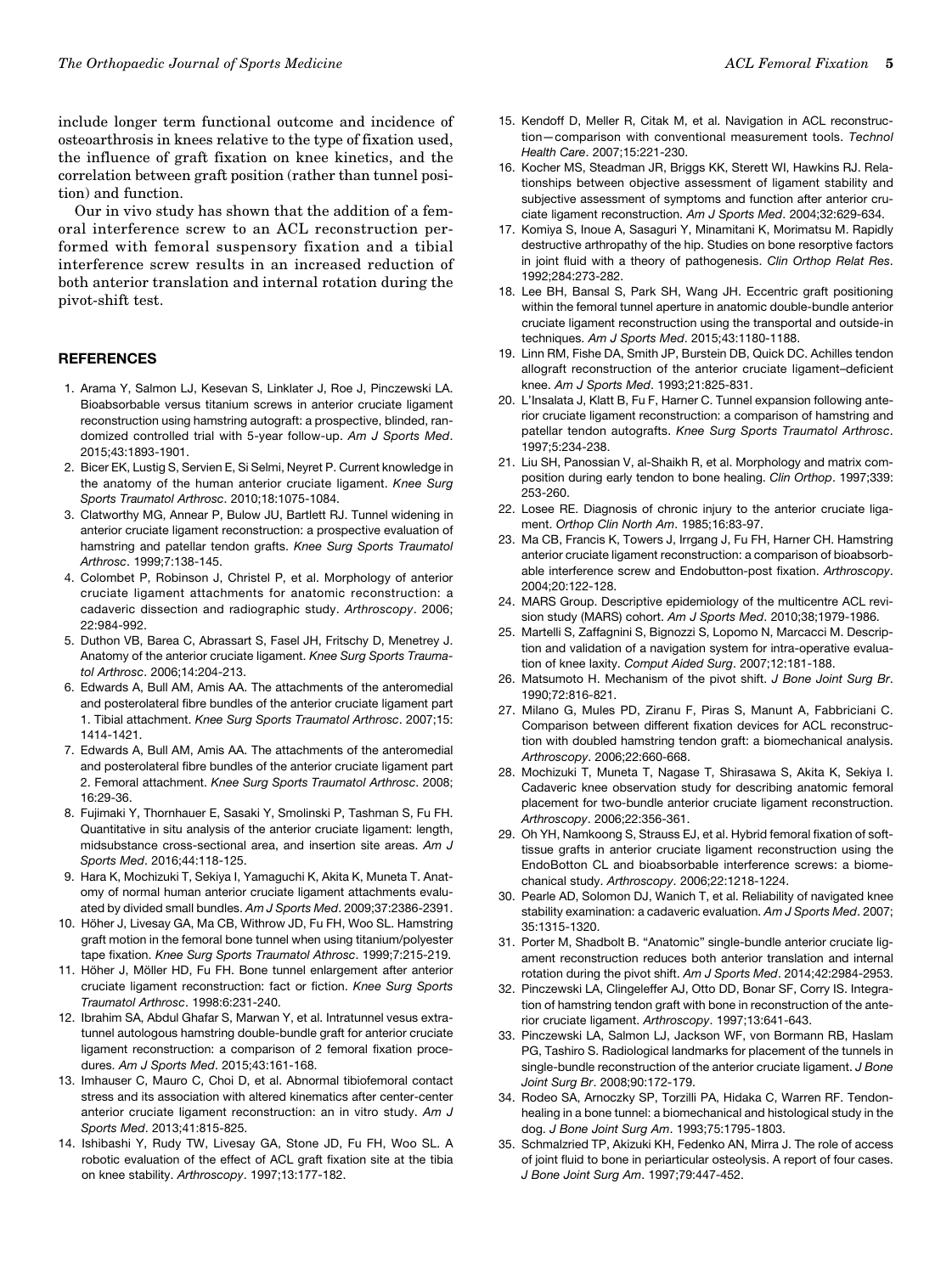include longer term functional outcome and incidence of osteoarthrosis in knees relative to the type of fixation used, the influence of graft fixation on knee kinetics, and the correlation between graft position (rather than tunnel position) and function.

Our in vivo study has shown that the addition of a femoral interference screw to an ACL reconstruction performed with femoral suspensory fixation and a tibial interference screw results in an increased reduction of both anterior translation and internal rotation during the pivot-shift test.

## REFERENCES

1. Arama Y, Salmon LJ, Kesevan S, Linklater J, Roe J, Pinczewski LA. Bioabsorbable versus titanium screws in anterior cruciate ligament reconstruction using hamstring autograft: a prospective, blinded, randomized controlled trial with 5-year follow-up. *Am J Sports Med*. 2015;43:1893-1901.
2. Bicer EK, Lustig S, Servien E, Si Selmi, Neyret P. Current knowledge in the anatomy of the human anterior cruciate ligament. *Knee Surg Sports Traumatol Arthrosc*. 2010;18:1075-1084.
3. Clatworthy MG, Annear P, Bulow JU, Bartlett RJ. Tunnel widening in anterior cruciate ligament reconstruction: a prospective evaluation of hamstring and patellar tendon grafts. *Knee Surg Sports Traumatol Arthrosc*. 1999;7:138-145.
4. Colombet P, Robinson J, Christel P, et al. Morphology of anterior cruciate ligament attachments for anatomic reconstruction: a cadaveric dissection and radiographic study. *Arthroscopy*. 2006; 22:984-992.
5. Duthon VB, Barea C, Abrassart S, Fasel JH, Fritschy D, Menetrey J. Anatomy of the anterior cruciate ligament. *Knee Surg Sports Traumatol Arthrosc*. 2006;14:204-213.
6. Edwards A, Bull AM, Amis AA. The attachments of the anteromedial and posterolateral fibre bundles of the anterior cruciate ligament part 1. Tibial attachment. *Knee Surg Sports Traumatol Arthrosc*. 2007;15: 1414-1421.
7. Edwards A, Bull AM, Amis AA. The attachments of the anteromedial and posterolateral fibre bundles of the anterior cruciate ligament part 2. Femoral attachment. *Knee Surg Sports Traumatol Arthrosc*. 2008; 16:29-36.
8. Fujimaki Y, Thornhauer E, Sasaki Y, Smolinski P, Tashman S, Fu FH. Quantitative in situ analysis of the anterior cruciate ligament: length, midsubstance cross-sectional area, and insertion site areas. *Am J Sports Med*. 2016;44:118-125.
9. Hara K, Mochizuki T, Sekiya I, Yamaguchi K, Akita K, Muneta T. Anatomy of normal human anterior cruciate ligament attachments evaluated by divided small bundles. *Am J Sports Med*. 2009;37:2386-2391.
10. Höher J, Livesay GA, Ma CB, Withrow JD, Fu FH, Woo SL. Hamstring graft motion in the femoral bone tunnel when using titanium/polyester tape fixation. *Knee Surg Sports Traumatol Athrosc*. 1999;7:215-219.
11. Höher J, Möller HD, Fu FH. Bone tunnel enlargement after anterior cruciate ligament reconstruction: fact or fiction. *Knee Surg Sports Traumatol Arthrosc*. 1998:6:231-240.
12. Ibrahim SA, Abdul Ghafar S, Marwan Y, et al. Intratunnel vesus extratunnel autologous hamstring double-bundle graft for anterior cruciate ligament reconstruction: a comparison of 2 femoral fixation procedures. *Am J Sports Med*. 2015;43:161-168.
13. Imhauser C, Mauro C, Choi D, et al. Abnormal tibiofemoral contact stress and its association with altered kinematics after center-center anterior cruciate ligament reconstruction: an in vitro study. *Am J Sports Med*. 2013;41:815-825.
14. Ishibashi Y, Rudy TW, Livesay GA, Stone JD, Fu FH, Woo SL. A robotic evaluation of the effect of ACL graft fixation site at the tibia on knee stability. *Arthroscopy*. 1997;13:177-182.
15. Kendoff D, Meller R, Citak M, et al. Navigation in ACL reconstruction—comparison with conventional measurement tools. *Technol Health Care*. 2007;15:221-230.
16. Kocher MS, Steadman JR, Briggs KK, Sterett WI, Hawkins RJ. Relationships between objective assessment of ligament stability and subjective assessment of symptoms and function after anterior cruciate ligament reconstruction. *Am J Sports Med*. 2004;32:629-634.
17. Komiya S, Inoue A, Sasaguri Y, Minamitani K, Morimatsu M. Rapidly destructive arthropathy of the hip. Studies on bone resorptive factors in joint fluid with a theory of pathogenesis. *Clin Orthop Relat Res*. 1992;284:273-282.
18. Lee BH, Bansal S, Park SH, Wang JH. Eccentric graft positioning within the femoral tunnel aperture in anatomic double-bundle anterior cruciate ligament reconstruction using the transportal and outside-in techniques. *Am J Sports Med*. 2015;43:1180-1188.
19. Linn RM, Fishe DA, Smith JP, Burstein DB, Quick DC. Achilles tendon allograft reconstruction of the anterior cruciate ligament–deficient knee. *Am J Sports Med*. 1993;21:825-831.
20. L'Insalata J, Klatt B, Fu F, Harner C. Tunnel expansion following anterior cruciate ligament reconstruction: a comparison of hamstring and patellar tendon autografts. *Knee Surg Sports Traumatol Arthrosc*. 1997;5:234-238.
21. Liu SH, Panossian V, al-Shaikh R, et al. Morphology and matrix composition during early tendon to bone healing. *Clin Orthop*. 1997;339: 253-260.
22. Losee RE. Diagnosis of chronic injury to the anterior cruciate ligament. *Orthop Clin North Am*. 1985;16:83-97.
23. Ma CB, Francis K, Towers J, Irrgang J, Fu FH, Harner CH. Hamstring anterior cruciate ligament reconstruction: a comparison of bioabsorbable interference screw and Endobutton-post fixation. *Arthroscopy*. 2004;20:122-128.
24. MARS Group. Descriptive epidemiology of the multicentre ACL revision study (MARS) cohort. *Am J Sports Med*. 2010;38;1979-1986.
25. Martelli S, Zaffagnini S, Bignozzi S, Lopomo N, Marcacci M. Description and validation of a navigation system for intra-operative evaluation of knee laxity. *Comput Aided Surg*. 2007;12:181-188.
26. Matsumoto H. Mechanism of the pivot shift. *J Bone Joint Surg Br*. 1990;72:816-821.
27. Milano G, Mules PD, Ziranu F, Piras S, Manunt A, Fabbriciani C. Comparison between different fixation devices for ACL reconstruction with doubled hamstring tendon graft: a biomechanical analysis. *Arthroscopy*. 2006;22:660-668.
28. Mochizuki T, Muneta T, Nagase T, Shirasawa S, Akita K, Sekiya I. Cadaveric knee observation study for describing anatomic femoral placement for two-bundle anterior cruciate ligament reconstruction. *Arthroscopy*. 2006;22:356-361.
29. Oh YH, Namkoong S, Strauss EJ, et al. Hybrid femoral fixation of soft-tissue grafts in anterior cruciate ligament reconstruction using the EndoBotton CL and bioabsorbable interference screws: a biomechanical study. *Arthroscopy*. 2006;22:1218-1224.
30. Pearle AD, Solomon DJ, Wanich T, et al. Reliability of navigated knee stability examination: a cadaveric evaluation. *Am J Sports Med*. 2007; 35:1315-1320.
31. Porter M, Shadbolt B. "Anatomic" single-bundle anterior cruciate ligament reconstruction reduces both anterior translation and internal rotation during the pivot shift. *Am J Sports Med*. 2014;42:2984-2953.
32. Pinczewski LA, Clingeleffer AJ, Otto DD, Bonar SF, Corry IS. Integration of hamstring tendon graft with bone in reconstruction of the anterior cruciate ligament. *Arthroscopy*. 1997;13:641-643.
33. Pinczewski LA, Salmon LJ, Jackson WF, von Bormann RB, Haslam PG, Tashiro S. Radiological landmarks for placement of the tunnels in single-bundle reconstruction of the anterior cruciate ligament. *J Bone Joint Surg Br*. 2008;90:172-179.
34. Rodeo SA, Arnoczky SP, Torzilli PA, Hidaka C, Warren RF. Tendon-healing in a bone tunnel: a biomechanical and histological study in the dog. *J Bone Joint Surg Am*. 1993;75:1795-1803.
35. Schmalzried TP, Akizuki KH, Fedenko AN, Mirra J. The role of access of joint fluid to bone in periarticular osteolysis. A report of four cases. *J Bone Joint Surg Am*. 1997;79:447-452.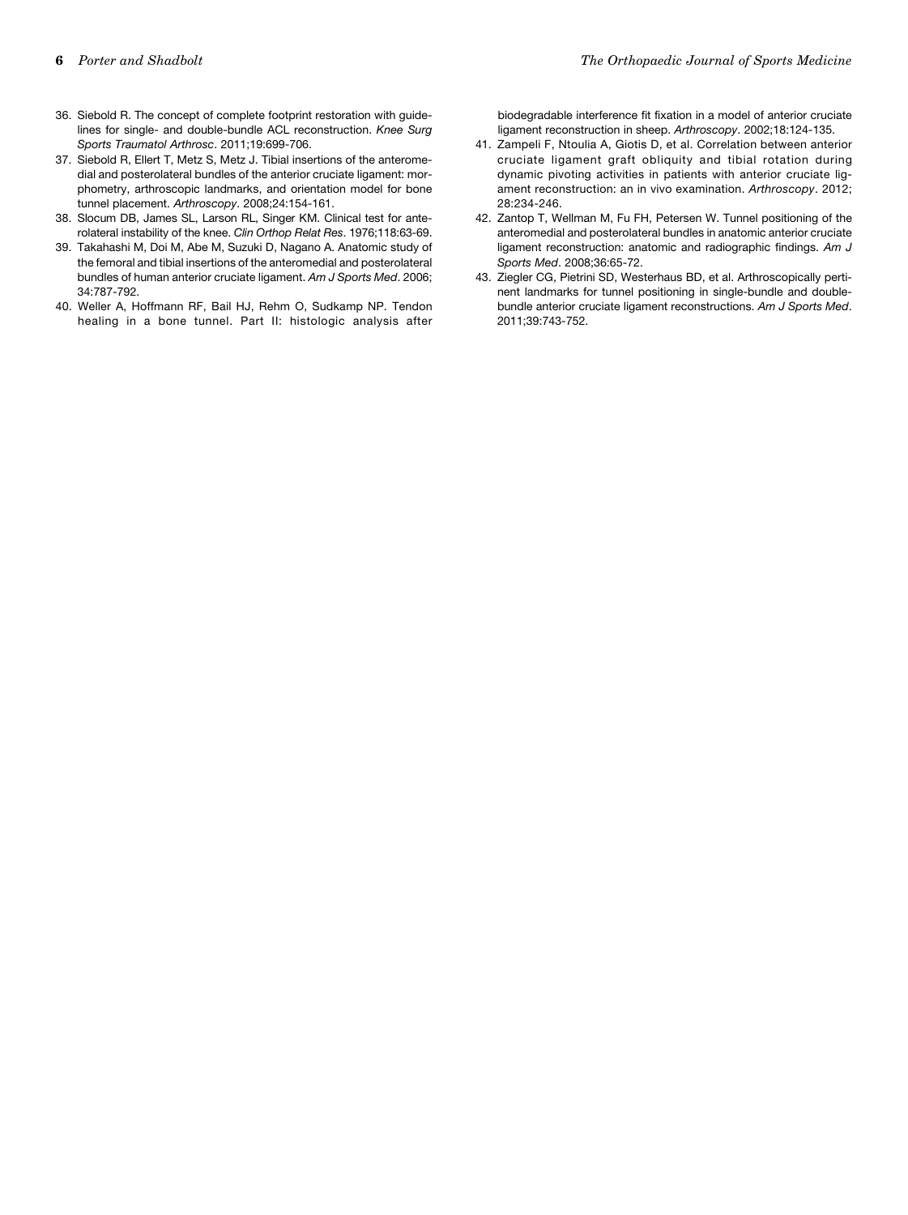36. Siebold R. The concept of complete footprint restoration with guidelines for single- and double-bundle ACL reconstruction. *Knee Surg Sports Traumatol Arthrosc*. 2011;19:699-706.
37. Siebold R, Ellert T, Metz S, Metz J. Tibial insertions of the anteromedial and posterolateral bundles of the anterior cruciate ligament: morphometry, arthroscopic landmarks, and orientation model for bone tunnel placement. *Arthroscopy*. 2008;24:154-161.
38. Slocum DB, James SL, Larson RL, Singer KM. Clinical test for anterolateral instability of the knee. *Clin Orthop Relat Res*. 1976;118:63-69.
39. Takahashi M, Doi M, Abe M, Suzuki D, Nagano A. Anatomic study of the femoral and tibial insertions of the anteromedial and posterolateral bundles of human anterior cruciate ligament. *Am J Sports Med*. 2006; 34:787-792.
40. Weller A, Hoffmann RF, Bail HJ, Rehm O, Sudkamp NP. Tendon healing in a bone tunnel. Part II: histologic analysis after biodegradable interference fit fixation in a model of anterior cruciate ligament reconstruction in sheep. *Arthroscopy*. 2002;18:124-135.
41. Zampeli F, Ntoulia A, Giotis D, et al. Correlation between anterior cruciate ligament graft obliquity and tibial rotation during dynamic pivoting activities in patients with anterior cruciate ligament reconstruction: an in vivo examination. *Arthroscopy*. 2012; 28:234-246.
42. Zantop T, Wellman M, Fu FH, Petersen W. Tunnel positioning of the anteromedial and posterolateral bundles in anatomic anterior cruciate ligament reconstruction: anatomic and radiographic findings. *Am J Sports Med*. 2008;36:65-72.
43. Ziegler CG, Pietrini SD, Westerhaus BD, et al. Arthroscopically pertinent landmarks for tunnel positioning in single-bundle and double-bundle anterior cruciate ligament reconstructions. *Am J Sports Med*. 2011;39:743-752.